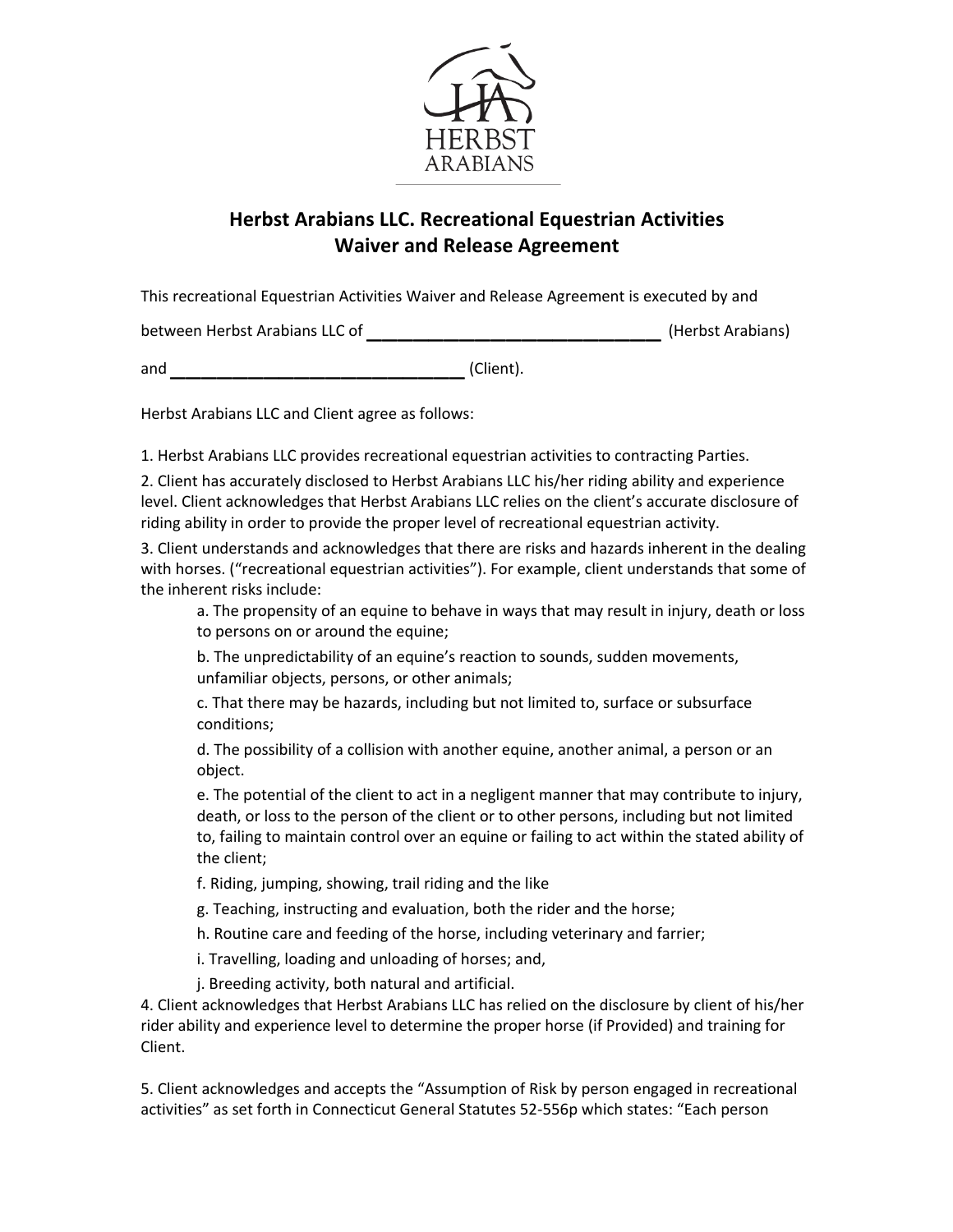HERBST
ARABIANS

# Herbst Arabians LLC. Recreational Equestrian Activities Waiver and Release Agreement

This recreational Equestrian Activities Waiver and Release Agreement is executed by and

between Herbst Arabians LLC of ________________________________ (Herbst Arabians)

and ________________________________ (Client).

Herbst Arabians LLC and Client agree as follows:

1. Herbst Arabians LLC provides recreational equestrian activities to contracting Parties.

2. Client has accurately disclosed to Herbst Arabians LLC his/her riding ability and experience level. Client acknowledges that Herbst Arabians LLC relies on the client's accurate disclosure of riding ability in order to provide the proper level of recreational equestrian activity.

3. Client understands and acknowledges that there are risks and hazards inherent in the dealing with horses. ("recreational equestrian activities"). For example, client understands that some of the inherent risks include:

   a. The propensity of an equine to behave in ways that may result in injury, death or loss to persons on or around the equine;

   b. The unpredictability of an equine's reaction to sounds, sudden movements, unfamiliar objects, persons, or other animals;

   c. That there may be hazards, including but not limited to, surface or subsurface conditions;

   d. The possibility of a collision with another equine, another animal, a person or an object.

   e. The potential of the client to act in a negligent manner that may contribute to injury, death, or loss to the person of the client or to other persons, including but not limited to, failing to maintain control over an equine or failing to act within the stated ability of the client;

   f. Riding, jumping, showing, trail riding and the like

   g. Teaching, instructing and evaluation, both the rider and the horse;

   h. Routine care and feeding of the horse, including veterinary and farrier;

   i. Travelling, loading and unloading of horses; and,

   j. Breeding activity, both natural and artificial.

4. Client acknowledges that Herbst Arabians LLC has relied on the disclosure by client of his/her rider ability and experience level to determine the proper horse (if Provided) and training for Client.

5. Client acknowledges and accepts the "Assumption of Risk by person engaged in recreational activities" as set forth in Connecticut General Statutes 52-556p which states: "Each person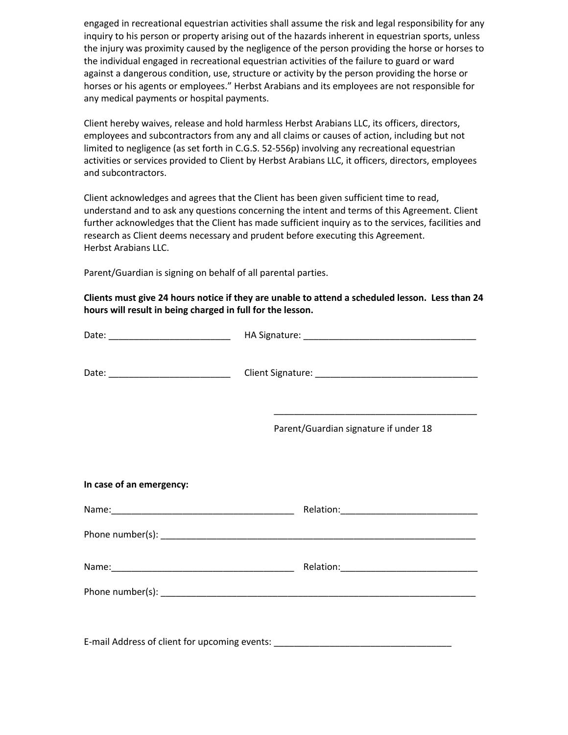engaged in recreational equestrian activities shall assume the risk and legal responsibility for any inquiry to his person or property arising out of the hazards inherent in equestrian sports, unless the injury was proximity caused by the negligence of the person providing the horse or horses to the individual engaged in recreational equestrian activities of the failure to guard or ward against a dangerous condition, use, structure or activity by the person providing the horse or horses or his agents or employees." Herbst Arabians and its employees are not responsible for any medical payments or hospital payments.

Client hereby waives, release and hold harmless Herbst Arabians LLC, its officers, directors, employees and subcontractors from any and all claims or causes of action, including but not limited to negligence (as set forth in C.G.S. 52-556p) involving any recreational equestrian activities or services provided to Client by Herbst Arabians LLC, it officers, directors, employees and subcontractors.

Client acknowledges and agrees that the Client has been given sufficient time to read, understand and to ask any questions concerning the intent and terms of this Agreement. Client further acknowledges that the Client has made sufficient inquiry as to the services, facilities and research as Client deems necessary and prudent before executing this Agreement.
Herbst Arabians LLC.

Parent/Guardian is signing on behalf of all parental parties.

**Clients must give 24 hours notice if they are unable to attend a scheduled lesson. Less than 24 hours will result in being charged in full for the lesson.**

Date: ________________________ HA Signature: __________________________________

Date: ________________________ Client Signature: ________________________________

________________________________________
Parent/Guardian signature if under 18

**In case of an emergency:**

Name:____________________________________ Relation:__________________________

Phone number(s): ______________________________________________________________

Name:____________________________________ Relation:__________________________

Phone number(s): ______________________________________________________________

E-mail Address of client for upcoming events: ___________________________________